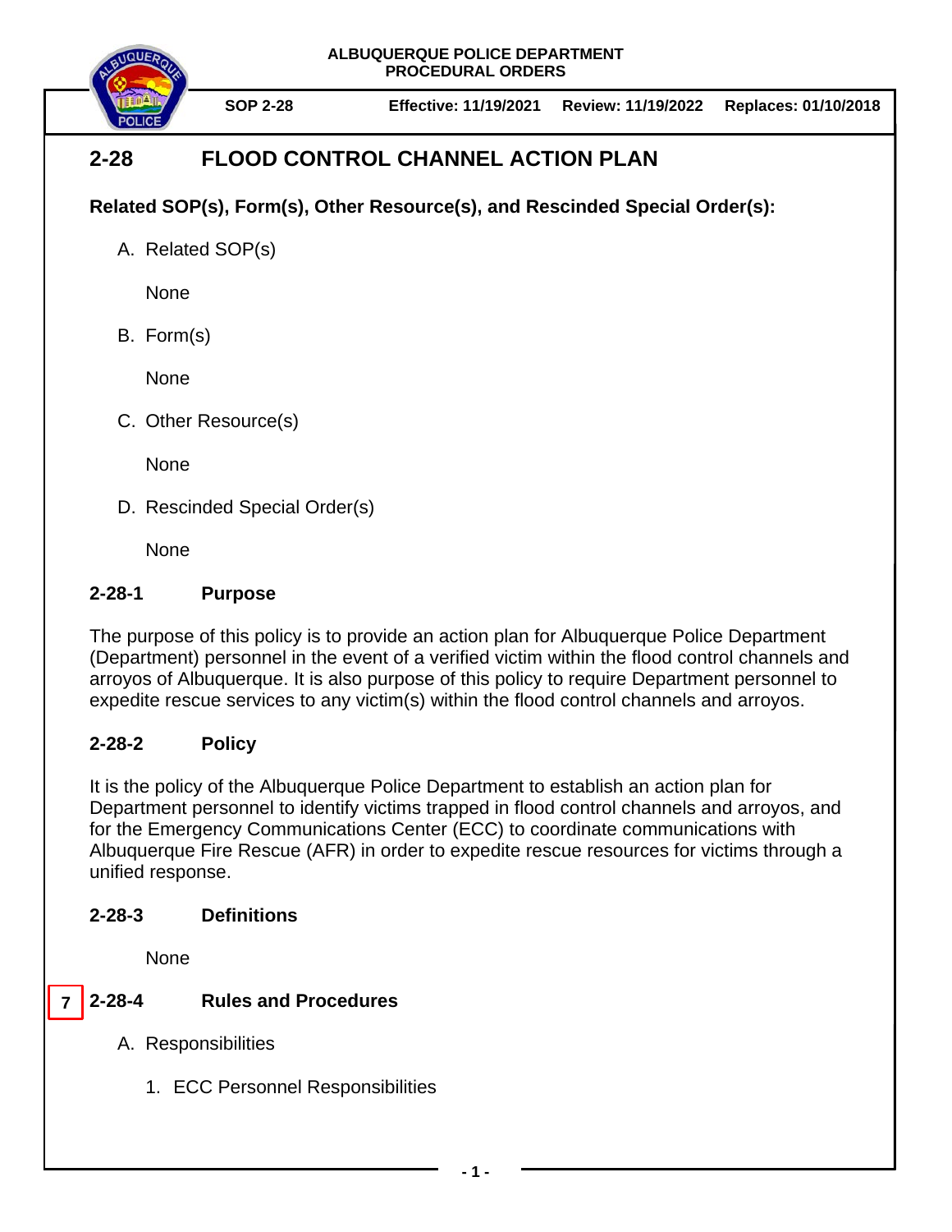ALBUQUERQUE POLICE DEPARTMENT
PROCEDURAL ORDERS

**SOP 2-28** | **Effective: 11/19/2021** | **Review: 11/19/2022** | **Replaces: 01/10/2018**

# 2-28 FLOOD CONTROL CHANNEL ACTION PLAN

**Related SOP(s), Form(s), Other Resource(s), and Rescinded Special Order(s):**

A. Related SOP(s)

None

B. Form(s)

None

C. Other Resource(s)

None

D. Rescinded Special Order(s)

None

## 2-28-1 Purpose

The purpose of this policy is to provide an action plan for Albuquerque Police Department (Department) personnel in the event of a verified victim within the flood control channels and arroyos of Albuquerque. It is also purpose of this policy to require Department personnel to expedite rescue services to any victim(s) within the flood control channels and arroyos.

## 2-28-2 Policy

It is the policy of the Albuquerque Police Department to establish an action plan for Department personnel to identify victims trapped in flood control channels and arroyos, and for the Emergency Communications Center (ECC) to coordinate communications with Albuquerque Fire Rescue (AFR) in order to expedite rescue resources for victims through a unified response.

## 2-28-3 Definitions

None

## 7 2-28-4 Rules and Procedures

A. Responsibilities

1. ECC Personnel Responsibilities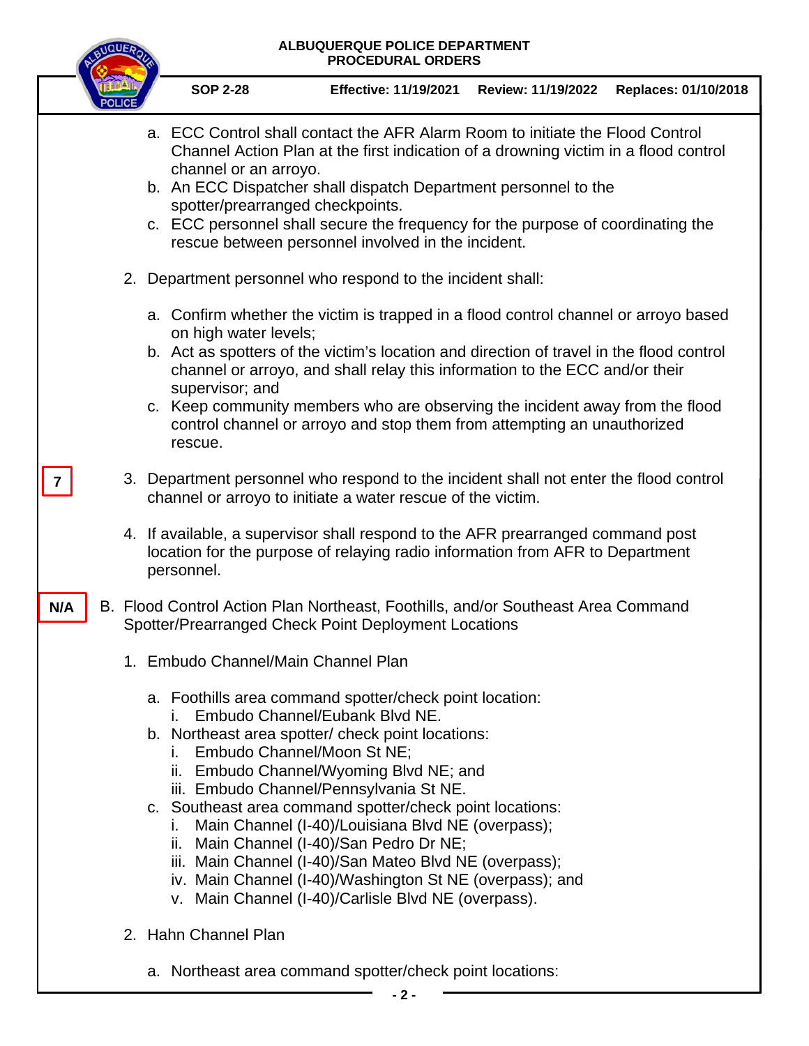a. ECC Control shall contact the AFR Alarm Room to initiate the Flood Control Channel Action Plan at the first indication of a drowning victim in a flood control channel or an arroyo.
b. An ECC Dispatcher shall dispatch Department personnel to the spotter/prearranged checkpoints.
c. ECC personnel shall secure the frequency for the purpose of coordinating the rescue between personnel involved in the incident.

2. Department personnel who respond to the incident shall:

   a. Confirm whether the victim is trapped in a flood control channel or arroyo based on high water levels;
   b. Act as spotters of the victim's location and direction of travel in the flood control channel or arroyo, and shall relay this information to the ECC and/or their supervisor; and
   c. Keep community members who are observing the incident away from the flood control channel or arroyo and stop them from attempting an unauthorized rescue.

7

3. Department personnel who respond to the incident shall not enter the flood control channel or arroyo to initiate a water rescue of the victim.

4. If available, a supervisor shall respond to the AFR prearranged command post location for the purpose of relaying radio information from AFR to Department personnel.

N/A

B. Flood Control Action Plan Northeast, Foothills, and/or Southeast Area Command Spotter/Prearranged Check Point Deployment Locations

1. Embudo Channel/Main Channel Plan

   a. Foothills area command spotter/check point location:
      i. Embudo Channel/Eubank Blvd NE.
   b. Northeast area spotter/ check point locations:
      i. Embudo Channel/Moon St NE;
      ii. Embudo Channel/Wyoming Blvd NE; and
      iii. Embudo Channel/Pennsylvania St NE.
   c. Southeast area command spotter/check point locations:
      i. Main Channel (I-40)/Louisiana Blvd NE (overpass);
      ii. Main Channel (I-40)/San Pedro Dr NE;
      iii. Main Channel (I-40)/San Mateo Blvd NE (overpass);
      iv. Main Channel (I-40)/Washington St NE (overpass); and
      v. Main Channel (I-40)/Carlisle Blvd NE (overpass).

2. Hahn Channel Plan

   a. Northeast area command spotter/check point locations: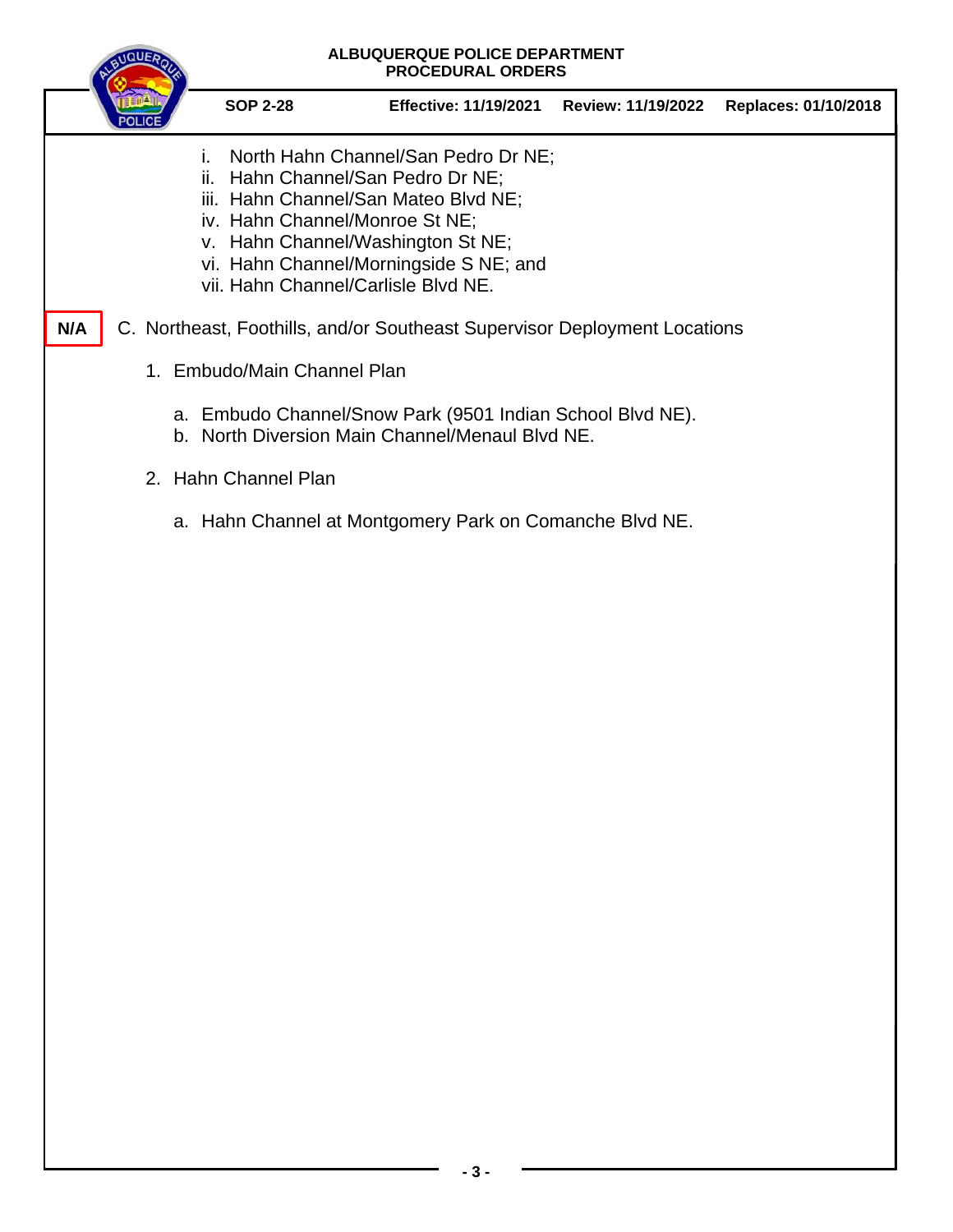i. North Hahn Channel/San Pedro Dr NE;
ii. Hahn Channel/San Pedro Dr NE;
iii. Hahn Channel/San Mateo Blvd NE;
iv. Hahn Channel/Monroe St NE;
v. Hahn Channel/Washington St NE;
vi. Hahn Channel/Morningside S NE; and
vii. Hahn Channel/Carlisle Blvd NE.

N/A

C. Northeast, Foothills, and/or Southeast Supervisor Deployment Locations

1. Embudo/Main Channel Plan

   a. Embudo Channel/Snow Park (9501 Indian School Blvd NE).
   b. North Diversion Main Channel/Menaul Blvd NE.

2. Hahn Channel Plan

   a. Hahn Channel at Montgomery Park on Comanche Blvd NE.